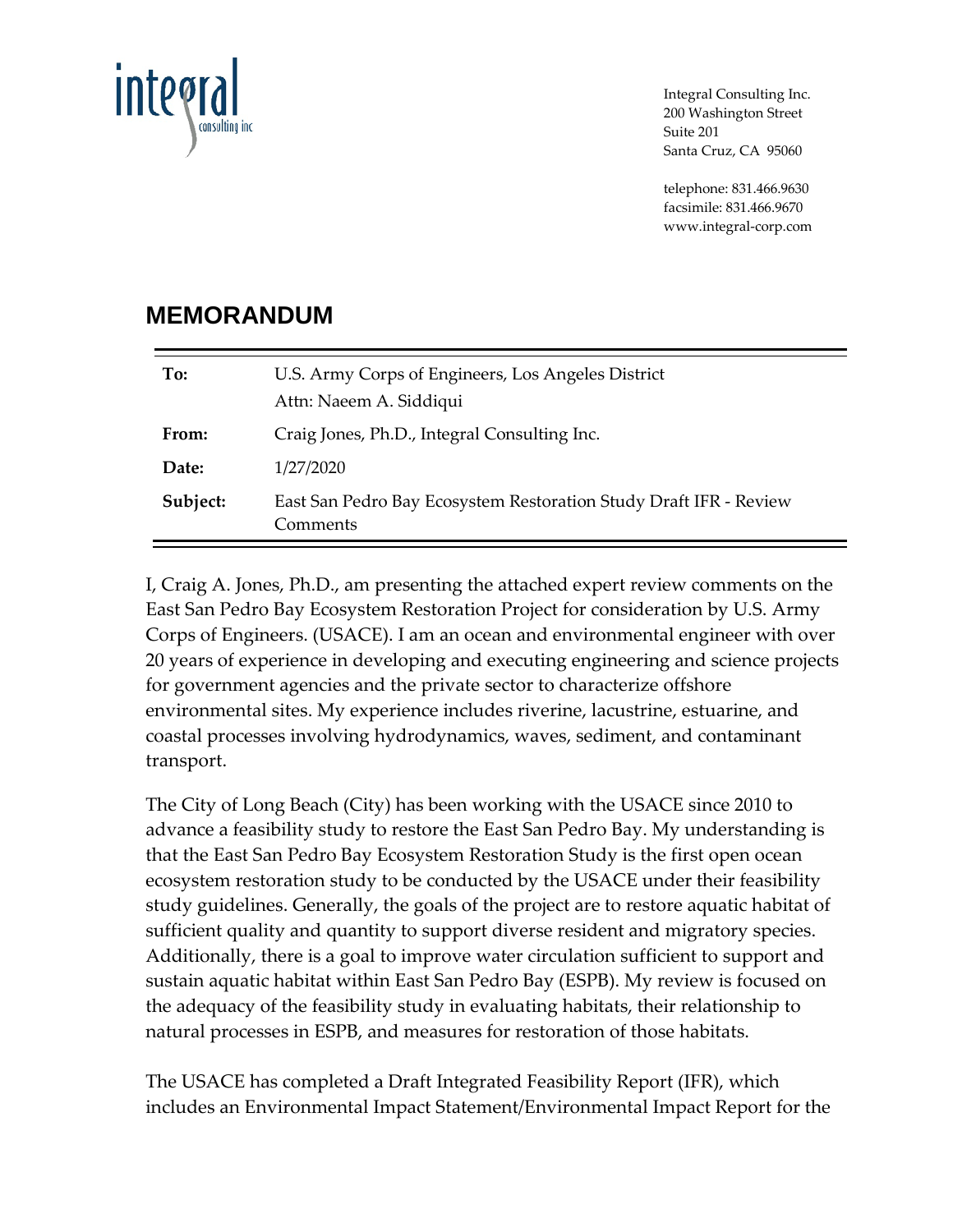Integral Consulting Inc.
200 Washington Street
Suite 201
Santa Cruz, CA 95060

telephone: 831.466.9630
facsimile: 831.466.9670
www.integral-corp.com

# MEMORANDUM

| | |
|---|---|
| **To:** | U.S. Army Corps of Engineers, Los Angeles District<br>Attn: Naeem A. Siddiqui |
| **From:** | Craig Jones, Ph.D., Integral Consulting Inc. |
| **Date:** | 1/27/2020 |
| **Subject:** | East San Pedro Bay Ecosystem Restoration Study Draft IFR - Review Comments |

I, Craig A. Jones, Ph.D., am presenting the attached expert review comments on the East San Pedro Bay Ecosystem Restoration Project for consideration by U.S. Army Corps of Engineers. (USACE). I am an ocean and environmental engineer with over 20 years of experience in developing and executing engineering and science projects for government agencies and the private sector to characterize offshore environmental sites. My experience includes riverine, lacustrine, estuarine, and coastal processes involving hydrodynamics, waves, sediment, and contaminant transport.

The City of Long Beach (City) has been working with the USACE since 2010 to advance a feasibility study to restore the East San Pedro Bay. My understanding is that the East San Pedro Bay Ecosystem Restoration Study is the first open ocean ecosystem restoration study to be conducted by the USACE under their feasibility study guidelines. Generally, the goals of the project are to restore aquatic habitat of sufficient quality and quantity to support diverse resident and migratory species. Additionally, there is a goal to improve water circulation sufficient to support and sustain aquatic habitat within East San Pedro Bay (ESPB). My review is focused on the adequacy of the feasibility study in evaluating habitats, their relationship to natural processes in ESPB, and measures for restoration of those habitats.

The USACE has completed a Draft Integrated Feasibility Report (IFR), which includes an Environmental Impact Statement/Environmental Impact Report for the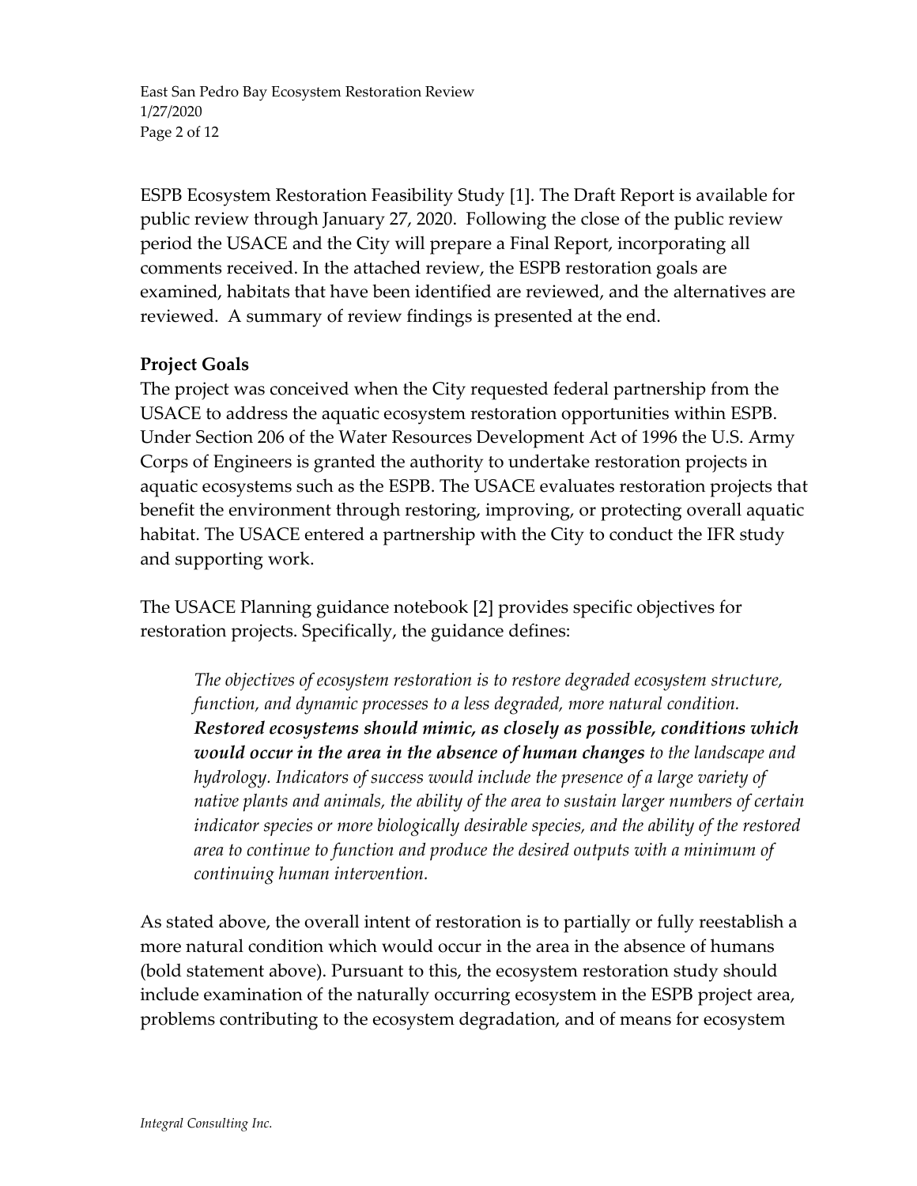ESPB Ecosystem Restoration Feasibility Study [1]. The Draft Report is available for public review through January 27, 2020. Following the close of the public review period the USACE and the City will prepare a Final Report, incorporating all comments received. In the attached review, the ESPB restoration goals are examined, habitats that have been identified are reviewed, and the alternatives are reviewed. A summary of review findings is presented at the end.

**Project Goals**

The project was conceived when the City requested federal partnership from the USACE to address the aquatic ecosystem restoration opportunities within ESPB. Under Section 206 of the Water Resources Development Act of 1996 the U.S. Army Corps of Engineers is granted the authority to undertake restoration projects in aquatic ecosystems such as the ESPB. The USACE evaluates restoration projects that benefit the environment through restoring, improving, or protecting overall aquatic habitat. The USACE entered a partnership with the City to conduct the IFR study and supporting work.

The USACE Planning guidance notebook [2] provides specific objectives for restoration projects. Specifically, the guidance defines:

> *The objectives of ecosystem restoration is to restore degraded ecosystem structure, function, and dynamic processes to a less degraded, more natural condition.* ***Restored ecosystems should mimic, as closely as possible, conditions which would occur in the area in the absence of human changes*** *to the landscape and hydrology. Indicators of success would include the presence of a large variety of native plants and animals, the ability of the area to sustain larger numbers of certain indicator species or more biologically desirable species, and the ability of the restored area to continue to function and produce the desired outputs with a minimum of continuing human intervention.*

As stated above, the overall intent of restoration is to partially or fully reestablish a more natural condition which would occur in the area in the absence of humans (bold statement above). Pursuant to this, the ecosystem restoration study should include examination of the naturally occurring ecosystem in the ESPB project area, problems contributing to the ecosystem degradation, and of means for ecosystem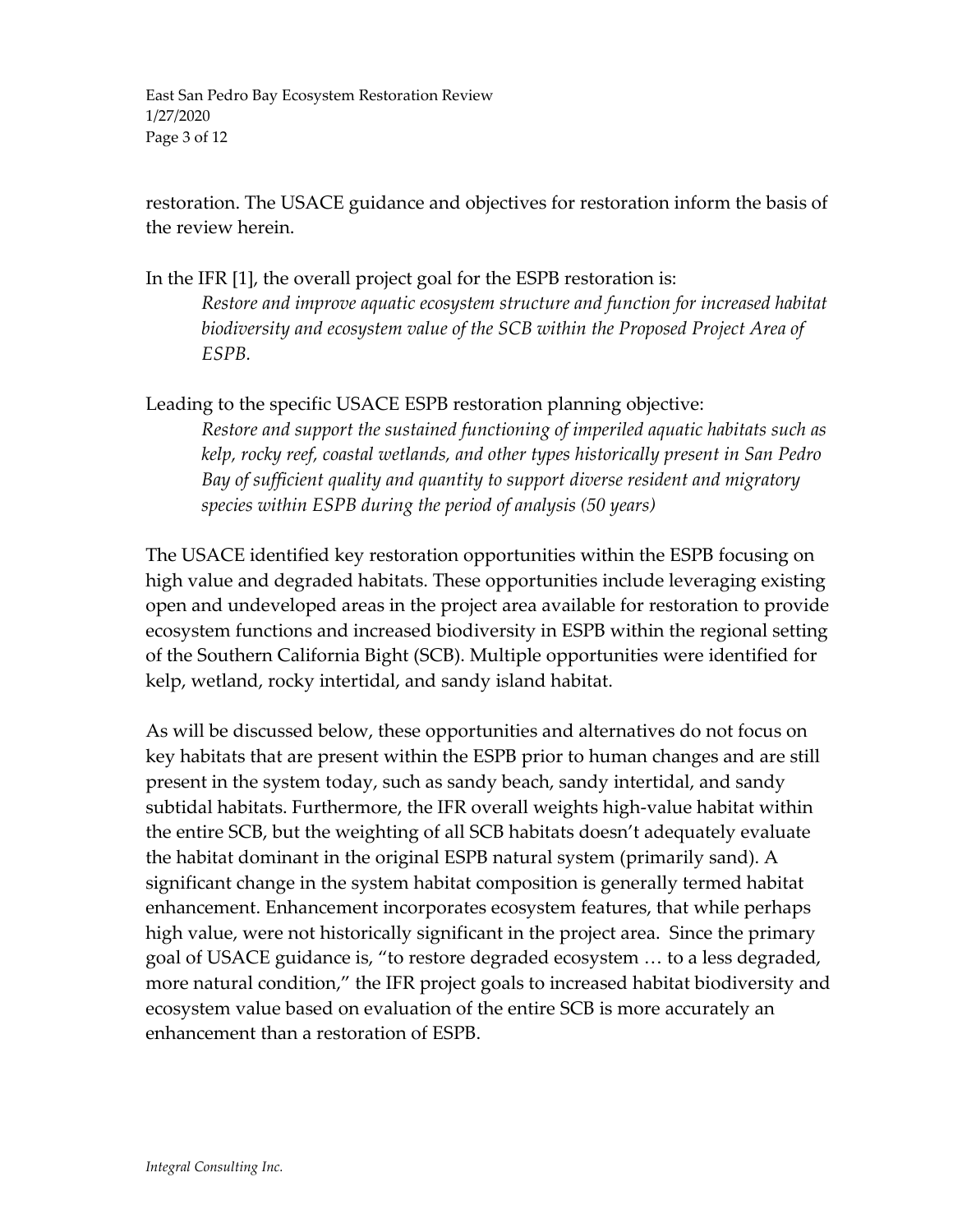restoration. The USACE guidance and objectives for restoration inform the basis of the review herein.

In the IFR [1], the overall project goal for the ESPB restoration is:

> *Restore and improve aquatic ecosystem structure and function for increased habitat biodiversity and ecosystem value of the SCB within the Proposed Project Area of ESPB.*

Leading to the specific USACE ESPB restoration planning objective:

> *Restore and support the sustained functioning of imperiled aquatic habitats such as kelp, rocky reef, coastal wetlands, and other types historically present in San Pedro Bay of sufficient quality and quantity to support diverse resident and migratory species within ESPB during the period of analysis (50 years)*

The USACE identified key restoration opportunities within the ESPB focusing on high value and degraded habitats. These opportunities include leveraging existing open and undeveloped areas in the project area available for restoration to provide ecosystem functions and increased biodiversity in ESPB within the regional setting of the Southern California Bight (SCB). Multiple opportunities were identified for kelp, wetland, rocky intertidal, and sandy island habitat.

As will be discussed below, these opportunities and alternatives do not focus on key habitats that are present within the ESPB prior to human changes and are still present in the system today, such as sandy beach, sandy intertidal, and sandy subtidal habitats. Furthermore, the IFR overall weights high-value habitat within the entire SCB, but the weighting of all SCB habitats doesn't adequately evaluate the habitat dominant in the original ESPB natural system (primarily sand). A significant change in the system habitat composition is generally termed habitat enhancement. Enhancement incorporates ecosystem features, that while perhaps high value, were not historically significant in the project area. Since the primary goal of USACE guidance is, "to restore degraded ecosystem … to a less degraded, more natural condition," the IFR project goals to increased habitat biodiversity and ecosystem value based on evaluation of the entire SCB is more accurately an enhancement than a restoration of ESPB.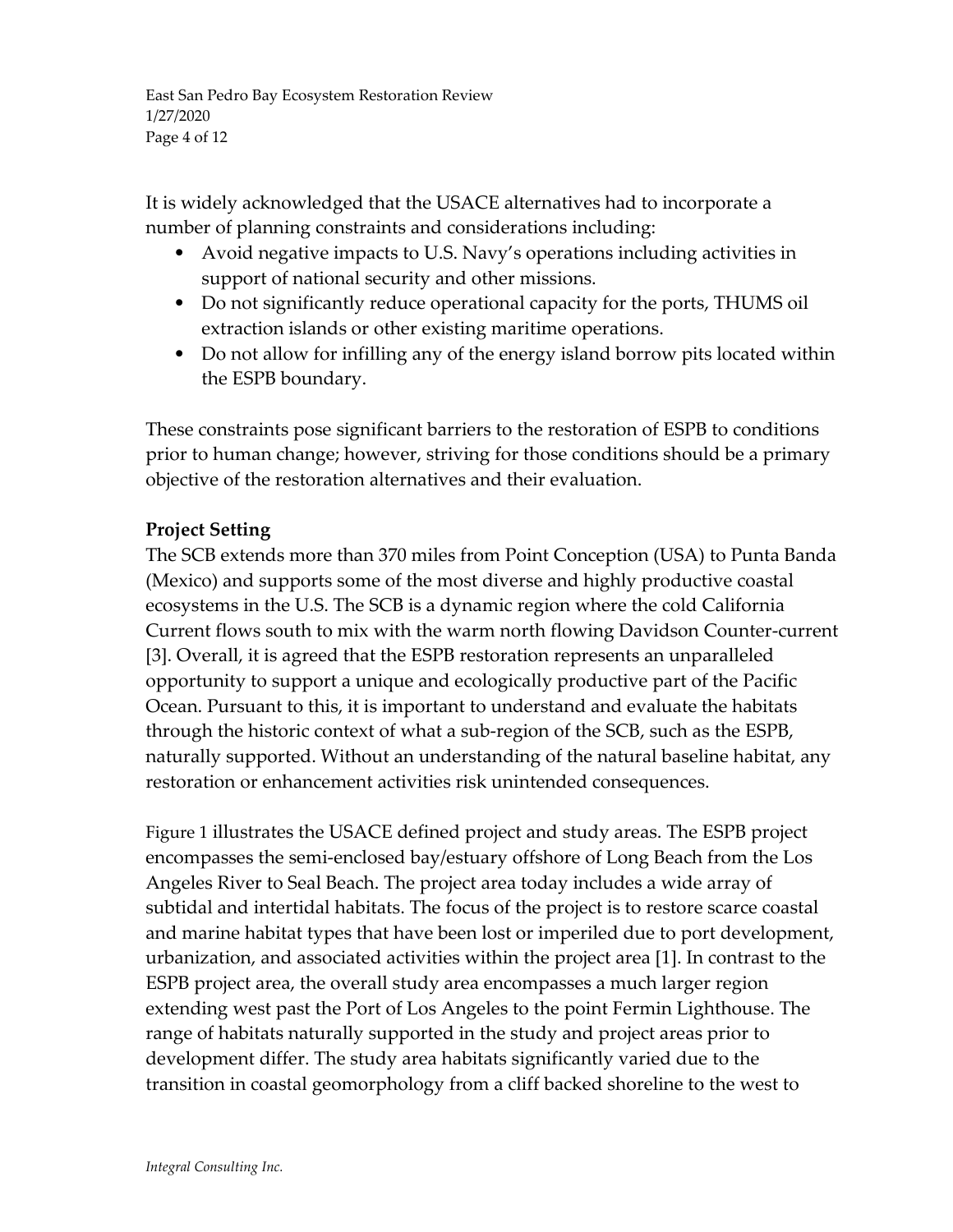It is widely acknowledged that the USACE alternatives had to incorporate a number of planning constraints and considerations including:

- Avoid negative impacts to U.S. Navy's operations including activities in support of national security and other missions.
- Do not significantly reduce operational capacity for the ports, THUMS oil extraction islands or other existing maritime operations.
- Do not allow for infilling any of the energy island borrow pits located within the ESPB boundary.

These constraints pose significant barriers to the restoration of ESPB to conditions prior to human change; however, striving for those conditions should be a primary objective of the restoration alternatives and their evaluation.

**Project Setting**

The SCB extends more than 370 miles from Point Conception (USA) to Punta Banda (Mexico) and supports some of the most diverse and highly productive coastal ecosystems in the U.S. The SCB is a dynamic region where the cold California Current flows south to mix with the warm north flowing Davidson Counter-current [3]. Overall, it is agreed that the ESPB restoration represents an unparalleled opportunity to support a unique and ecologically productive part of the Pacific Ocean. Pursuant to this, it is important to understand and evaluate the habitats through the historic context of what a sub-region of the SCB, such as the ESPB, naturally supported. Without an understanding of the natural baseline habitat, any restoration or enhancement activities risk unintended consequences.

Figure 1 illustrates the USACE defined project and study areas. The ESPB project encompasses the semi-enclosed bay/estuary offshore of Long Beach from the Los Angeles River to Seal Beach. The project area today includes a wide array of subtidal and intertidal habitats. The focus of the project is to restore scarce coastal and marine habitat types that have been lost or imperiled due to port development, urbanization, and associated activities within the project area [1]. In contrast to the ESPB project area, the overall study area encompasses a much larger region extending west past the Port of Los Angeles to the point Fermin Lighthouse. The range of habitats naturally supported in the study and project areas prior to development differ. The study area habitats significantly varied due to the transition in coastal geomorphology from a cliff backed shoreline to the west to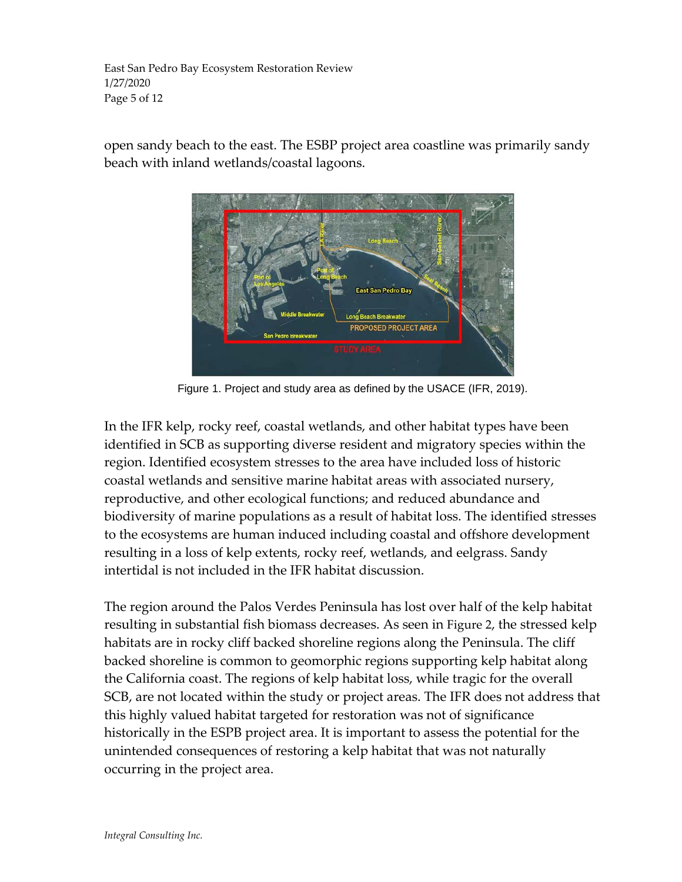open sandy beach to the east. The ESBP project area coastline was primarily sandy beach with inland wetlands/coastal lagoons.

Figure 1. Project and study area as defined by the USACE (IFR, 2019).

In the IFR kelp, rocky reef, coastal wetlands, and other habitat types have been identified in SCB as supporting diverse resident and migratory species within the region. Identified ecosystem stresses to the area have included loss of historic coastal wetlands and sensitive marine habitat areas with associated nursery, reproductive, and other ecological functions; and reduced abundance and biodiversity of marine populations as a result of habitat loss. The identified stresses to the ecosystems are human induced including coastal and offshore development resulting in a loss of kelp extents, rocky reef, wetlands, and eelgrass. Sandy intertidal is not included in the IFR habitat discussion.

The region around the Palos Verdes Peninsula has lost over half of the kelp habitat resulting in substantial fish biomass decreases. As seen in Figure 2, the stressed kelp habitats are in rocky cliff backed shoreline regions along the Peninsula. The cliff backed shoreline is common to geomorphic regions supporting kelp habitat along the California coast. The regions of kelp habitat loss, while tragic for the overall SCB, are not located within the study or project areas. The IFR does not address that this highly valued habitat targeted for restoration was not of significance historically in the ESPB project area. It is important to assess the potential for the unintended consequences of restoring a kelp habitat that was not naturally occurring in the project area.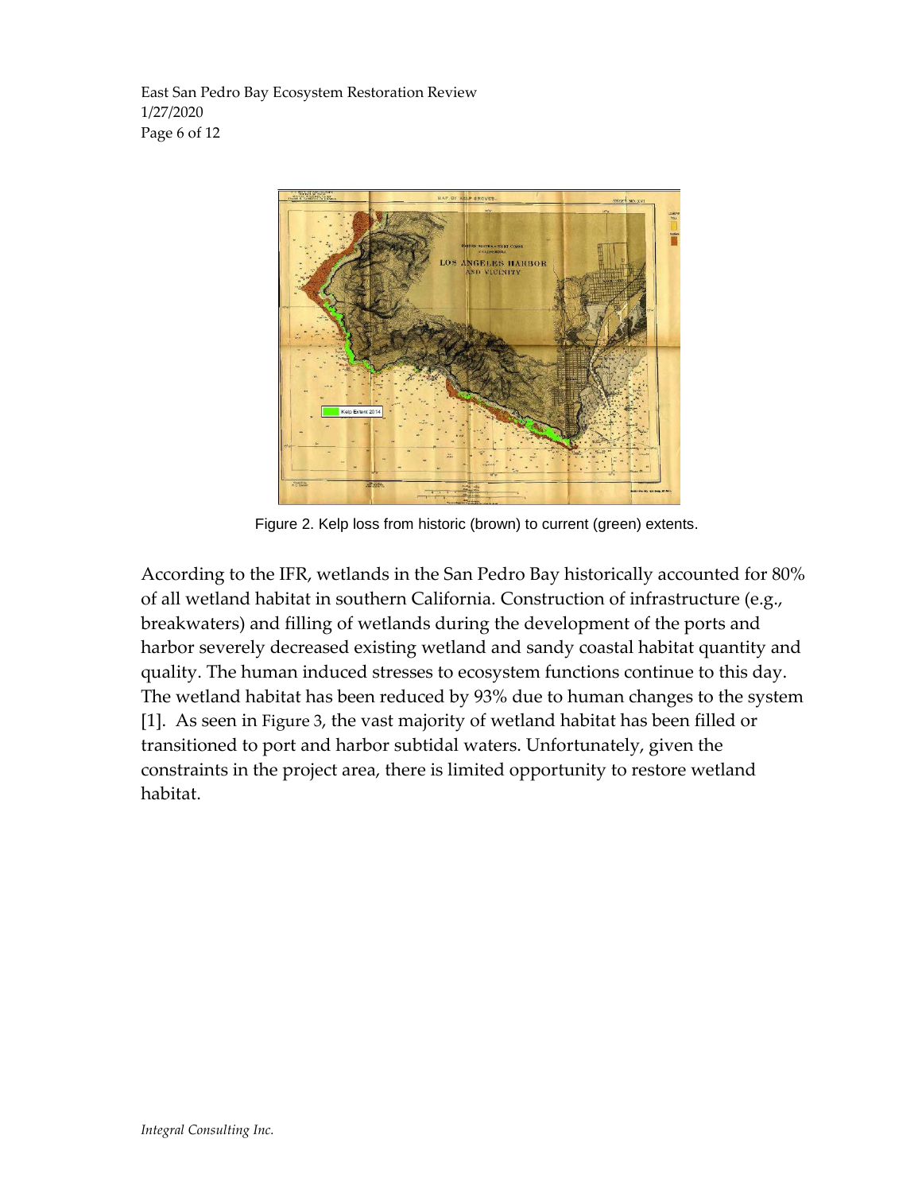Figure 2. Kelp loss from historic (brown) to current (green) extents.

According to the IFR, wetlands in the San Pedro Bay historically accounted for 80% of all wetland habitat in southern California. Construction of infrastructure (e.g., breakwaters) and filling of wetlands during the development of the ports and harbor severely decreased existing wetland and sandy coastal habitat quantity and quality. The human induced stresses to ecosystem functions continue to this day. The wetland habitat has been reduced by 93% due to human changes to the system [1]. As seen in Figure 3, the vast majority of wetland habitat has been filled or transitioned to port and harbor subtidal waters. Unfortunately, given the constraints in the project area, there is limited opportunity to restore wetland habitat.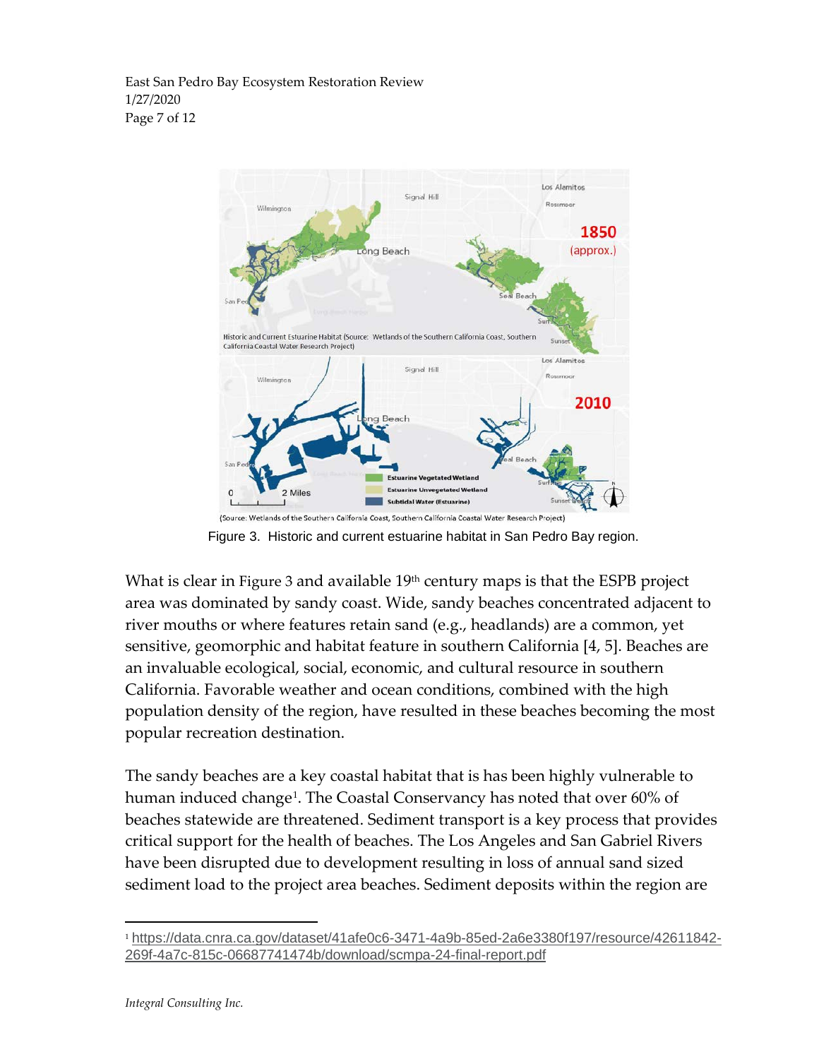Figure 3. Historic and current estuarine habitat in San Pedro Bay region.

What is clear in Figure 3 and available 19th century maps is that the ESPB project area was dominated by sandy coast. Wide, sandy beaches concentrated adjacent to river mouths or where features retain sand (e.g., headlands) are a common, yet sensitive, geomorphic and habitat feature in southern California [4, 5]. Beaches are an invaluable ecological, social, economic, and cultural resource in southern California. Favorable weather and ocean conditions, combined with the high population density of the region, have resulted in these beaches becoming the most popular recreation destination.

The sandy beaches are a key coastal habitat that is has been highly vulnerable to human induced change[1]. The Coastal Conservancy has noted that over 60% of beaches statewide are threatened. Sediment transport is a key process that provides critical support for the health of beaches. The Los Angeles and San Gabriel Rivers have been disrupted due to development resulting in loss of annual sand sized sediment load to the project area beaches. Sediment deposits within the region are

[1] https://data.cnra.ca.gov/dataset/41afe0c6-3471-4a9b-85ed-2a6e3380f197/resource/42611842-269f-4a7c-815c-06687741474b/download/scmpa-24-final-report.pdf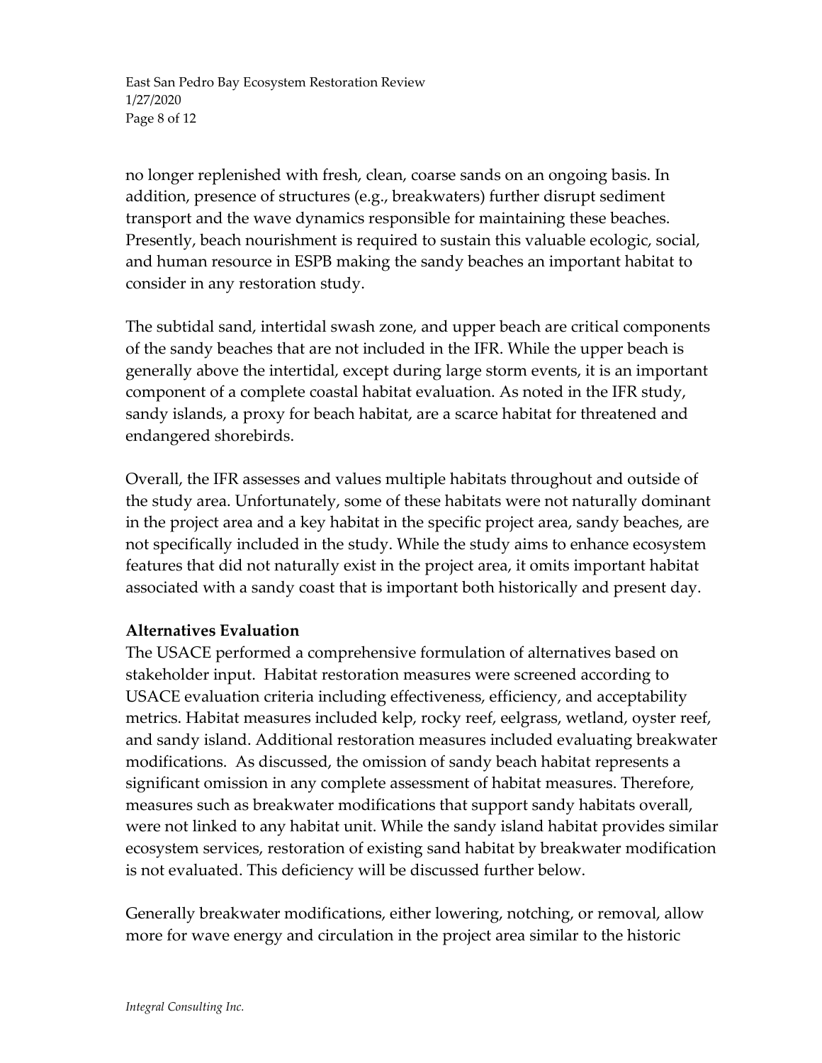no longer replenished with fresh, clean, coarse sands on an ongoing basis. In addition, presence of structures (e.g., breakwaters) further disrupt sediment transport and the wave dynamics responsible for maintaining these beaches. Presently, beach nourishment is required to sustain this valuable ecologic, social, and human resource in ESPB making the sandy beaches an important habitat to consider in any restoration study.

The subtidal sand, intertidal swash zone, and upper beach are critical components of the sandy beaches that are not included in the IFR. While the upper beach is generally above the intertidal, except during large storm events, it is an important component of a complete coastal habitat evaluation. As noted in the IFR study, sandy islands, a proxy for beach habitat, are a scarce habitat for threatened and endangered shorebirds.

Overall, the IFR assesses and values multiple habitats throughout and outside of the study area. Unfortunately, some of these habitats were not naturally dominant in the project area and a key habitat in the specific project area, sandy beaches, are not specifically included in the study. While the study aims to enhance ecosystem features that did not naturally exist in the project area, it omits important habitat associated with a sandy coast that is important both historically and present day.

**Alternatives Evaluation**

The USACE performed a comprehensive formulation of alternatives based on stakeholder input. Habitat restoration measures were screened according to USACE evaluation criteria including effectiveness, efficiency, and acceptability metrics. Habitat measures included kelp, rocky reef, eelgrass, wetland, oyster reef, and sandy island. Additional restoration measures included evaluating breakwater modifications. As discussed, the omission of sandy beach habitat represents a significant omission in any complete assessment of habitat measures. Therefore, measures such as breakwater modifications that support sandy habitats overall, were not linked to any habitat unit. While the sandy island habitat provides similar ecosystem services, restoration of existing sand habitat by breakwater modification is not evaluated. This deficiency will be discussed further below.

Generally breakwater modifications, either lowering, notching, or removal, allow more for wave energy and circulation in the project area similar to the historic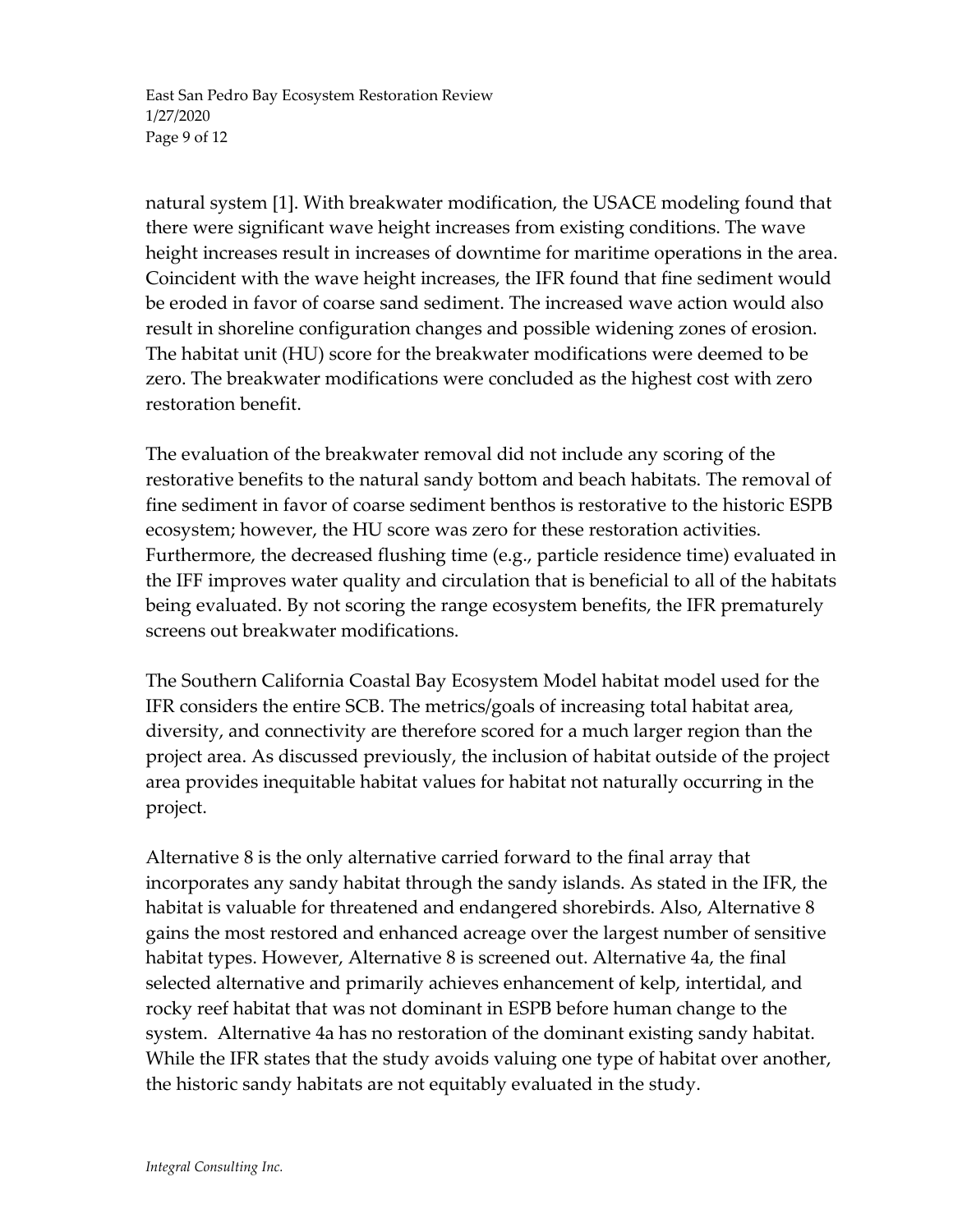natural system [1]. With breakwater modification, the USACE modeling found that there were significant wave height increases from existing conditions. The wave height increases result in increases of downtime for maritime operations in the area. Coincident with the wave height increases, the IFR found that fine sediment would be eroded in favor of coarse sand sediment. The increased wave action would also result in shoreline configuration changes and possible widening zones of erosion. The habitat unit (HU) score for the breakwater modifications were deemed to be zero. The breakwater modifications were concluded as the highest cost with zero restoration benefit.

The evaluation of the breakwater removal did not include any scoring of the restorative benefits to the natural sandy bottom and beach habitats. The removal of fine sediment in favor of coarse sediment benthos is restorative to the historic ESPB ecosystem; however, the HU score was zero for these restoration activities. Furthermore, the decreased flushing time (e.g., particle residence time) evaluated in the IFF improves water quality and circulation that is beneficial to all of the habitats being evaluated. By not scoring the range ecosystem benefits, the IFR prematurely screens out breakwater modifications.

The Southern California Coastal Bay Ecosystem Model habitat model used for the IFR considers the entire SCB. The metrics/goals of increasing total habitat area, diversity, and connectivity are therefore scored for a much larger region than the project area. As discussed previously, the inclusion of habitat outside of the project area provides inequitable habitat values for habitat not naturally occurring in the project.

Alternative 8 is the only alternative carried forward to the final array that incorporates any sandy habitat through the sandy islands. As stated in the IFR, the habitat is valuable for threatened and endangered shorebirds. Also, Alternative 8 gains the most restored and enhanced acreage over the largest number of sensitive habitat types. However, Alternative 8 is screened out. Alternative 4a, the final selected alternative and primarily achieves enhancement of kelp, intertidal, and rocky reef habitat that was not dominant in ESPB before human change to the system. Alternative 4a has no restoration of the dominant existing sandy habitat. While the IFR states that the study avoids valuing one type of habitat over another, the historic sandy habitats are not equitably evaluated in the study.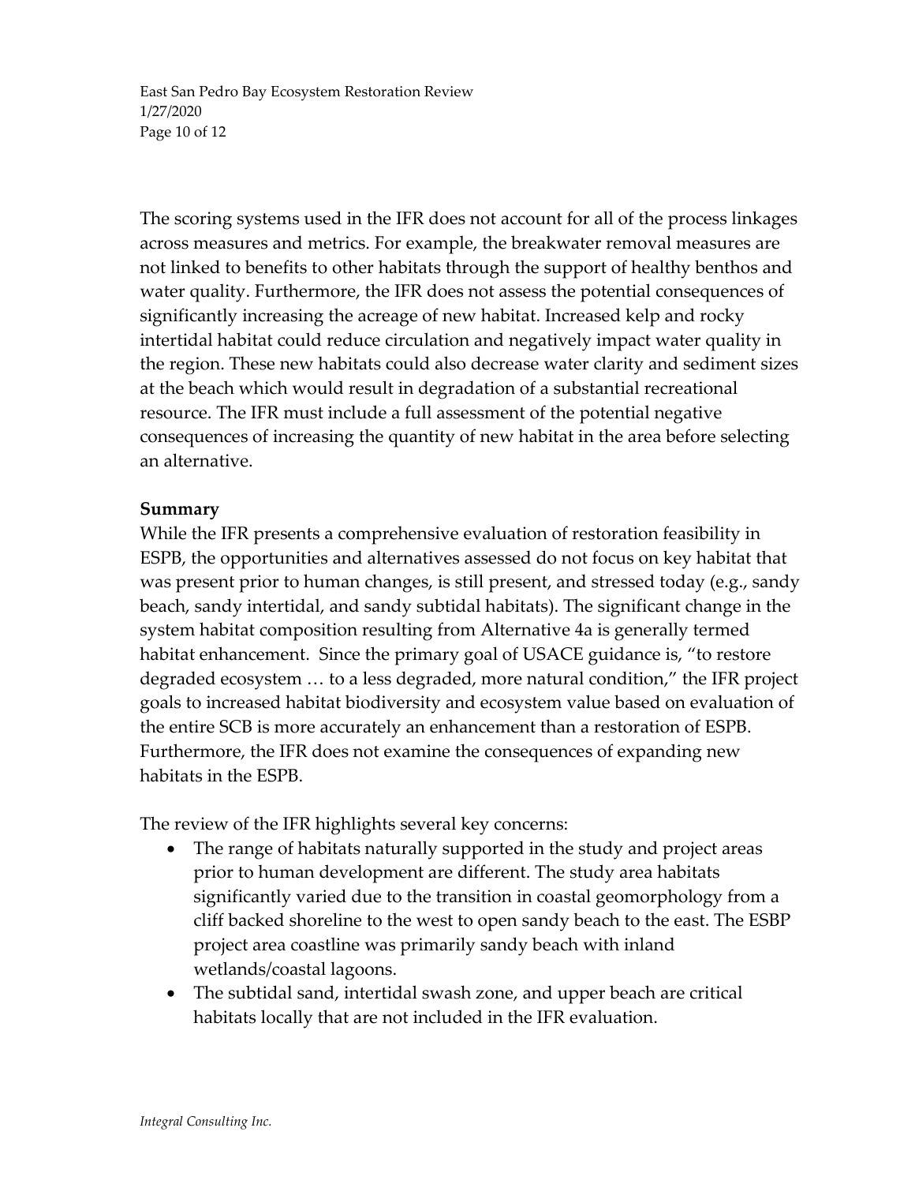The scoring systems used in the IFR does not account for all of the process linkages across measures and metrics. For example, the breakwater removal measures are not linked to benefits to other habitats through the support of healthy benthos and water quality. Furthermore, the IFR does not assess the potential consequences of significantly increasing the acreage of new habitat. Increased kelp and rocky intertidal habitat could reduce circulation and negatively impact water quality in the region. These new habitats could also decrease water clarity and sediment sizes at the beach which would result in degradation of a substantial recreational resource. The IFR must include a full assessment of the potential negative consequences of increasing the quantity of new habitat in the area before selecting an alternative.

**Summary**

While the IFR presents a comprehensive evaluation of restoration feasibility in ESPB, the opportunities and alternatives assessed do not focus on key habitat that was present prior to human changes, is still present, and stressed today (e.g., sandy beach, sandy intertidal, and sandy subtidal habitats). The significant change in the system habitat composition resulting from Alternative 4a is generally termed habitat enhancement. Since the primary goal of USACE guidance is, "to restore degraded ecosystem … to a less degraded, more natural condition," the IFR project goals to increased habitat biodiversity and ecosystem value based on evaluation of the entire SCB is more accurately an enhancement than a restoration of ESPB. Furthermore, the IFR does not examine the consequences of expanding new habitats in the ESPB.

The review of the IFR highlights several key concerns:

- The range of habitats naturally supported in the study and project areas prior to human development are different. The study area habitats significantly varied due to the transition in coastal geomorphology from a cliff backed shoreline to the west to open sandy beach to the east. The ESBP project area coastline was primarily sandy beach with inland wetlands/coastal lagoons.
- The subtidal sand, intertidal swash zone, and upper beach are critical habitats locally that are not included in the IFR evaluation.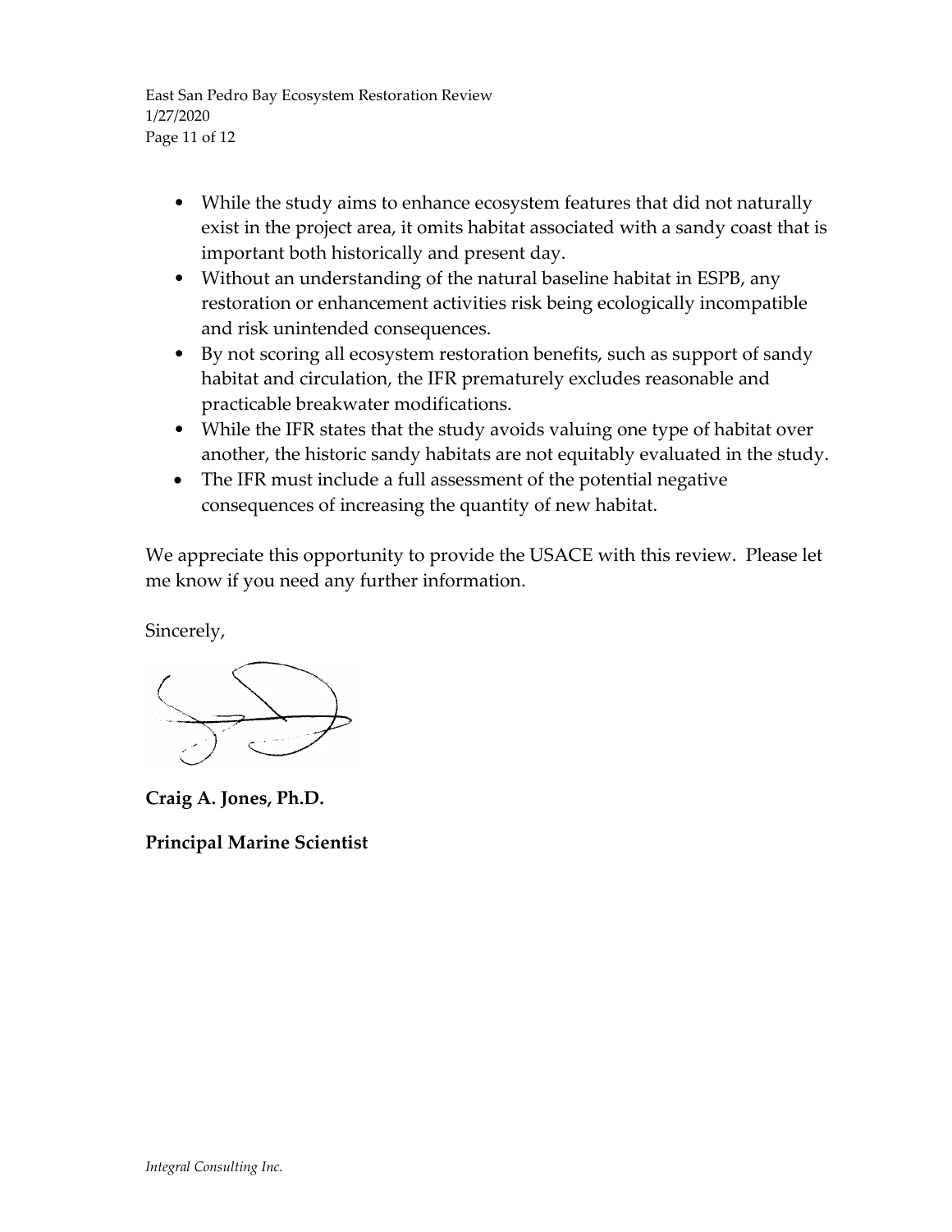- While the study aims to enhance ecosystem features that did not naturally exist in the project area, it omits habitat associated with a sandy coast that is important both historically and present day.
- Without an understanding of the natural baseline habitat in ESPB, any restoration or enhancement activities risk being ecologically incompatible and risk unintended consequences.
- By not scoring all ecosystem restoration benefits, such as support of sandy habitat and circulation, the IFR prematurely excludes reasonable and practicable breakwater modifications.
- While the IFR states that the study avoids valuing one type of habitat over another, the historic sandy habitats are not equitably evaluated in the study.
- The IFR must include a full assessment of the potential negative consequences of increasing the quantity of new habitat.

We appreciate this opportunity to provide the USACE with this review. Please let me know if you need any further information.

Sincerely,

**Craig A. Jones, Ph.D.**

**Principal Marine Scientist**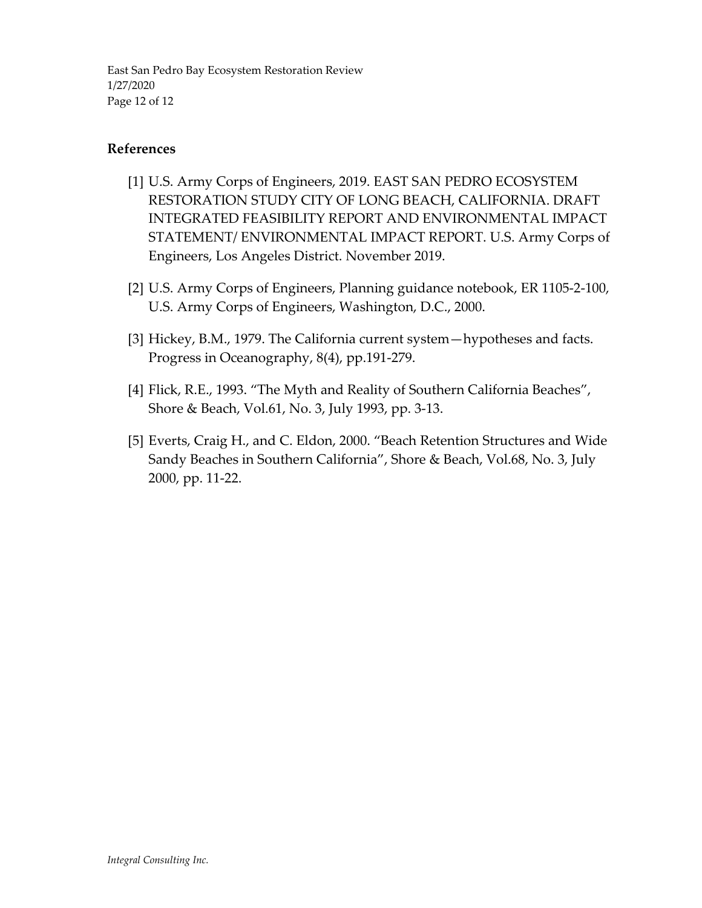## References

[1] U.S. Army Corps of Engineers, 2019. EAST SAN PEDRO ECOSYSTEM RESTORATION STUDY CITY OF LONG BEACH, CALIFORNIA. DRAFT INTEGRATED FEASIBILITY REPORT AND ENVIRONMENTAL IMPACT STATEMENT/ ENVIRONMENTAL IMPACT REPORT. U.S. Army Corps of Engineers, Los Angeles District. November 2019.

[2] U.S. Army Corps of Engineers, Planning guidance notebook, ER 1105-2-100, U.S. Army Corps of Engineers, Washington, D.C., 2000.

[3] Hickey, B.M., 1979. The California current system—hypotheses and facts. Progress in Oceanography, 8(4), pp.191-279.

[4] Flick, R.E., 1993. "The Myth and Reality of Southern California Beaches", Shore & Beach, Vol.61, No. 3, July 1993, pp. 3-13.

[5] Everts, Craig H., and C. Eldon, 2000. "Beach Retention Structures and Wide Sandy Beaches in Southern California", Shore & Beach, Vol.68, No. 3, July 2000, pp. 11-22.